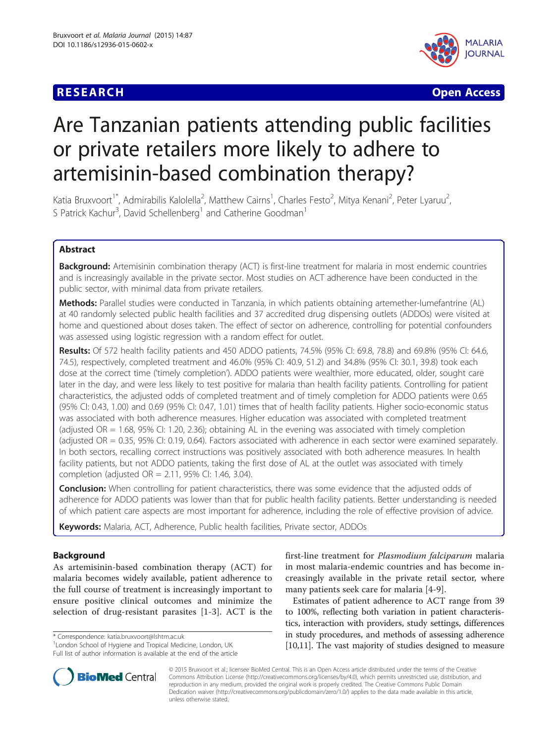RESEARCH Open Access

# Are Tanzanian patients attending public facilities or private retailers more likely to adhere to artemisinin-based combination therapy?

Katia Bruxvoort[1*], Admirabilis Kalolella[2], Matthew Cairns[1], Charles Festo[2], Mitya Kenani[2], Peter Lyaruu[2], S Patrick Kachur[3], David Schellenberg[1] and Catherine Goodman[1]

## Abstract

**Background:** Artemisinin combination therapy (ACT) is first-line treatment for malaria in most endemic countries and is increasingly available in the private sector. Most studies on ACT adherence have been conducted in the public sector, with minimal data from private retailers.

**Methods:** Parallel studies were conducted in Tanzania, in which patients obtaining artemether-lumefantrine (AL) at 40 randomly selected public health facilities and 37 accredited drug dispensing outlets (ADDOs) were visited at home and questioned about doses taken. The effect of sector on adherence, controlling for potential confounders was assessed using logistic regression with a random effect for outlet.

**Results:** Of 572 health facility patients and 450 ADDO patients, 74.5% (95% CI: 69.8, 78.8) and 69.8% (95% CI: 64.6, 74.5), respectively, completed treatment and 46.0% (95% CI: 40.9, 51.2) and 34.8% (95% CI: 30.1, 39.8) took each dose at the correct time ('timely completion'). ADDO patients were wealthier, more educated, older, sought care later in the day, and were less likely to test positive for malaria than health facility patients. Controlling for patient characteristics, the adjusted odds of completed treatment and of timely completion for ADDO patients were 0.65 (95% CI: 0.43, 1.00) and 0.69 (95% CI: 0.47, 1.01) times that of health facility patients. Higher socio-economic status was associated with both adherence measures. Higher education was associated with completed treatment (adjusted OR = 1.68, 95% CI: 1.20, 2.36); obtaining AL in the evening was associated with timely completion (adjusted OR = 0.35, 95% CI: 0.19, 0.64). Factors associated with adherence in each sector were examined separately. In both sectors, recalling correct instructions was positively associated with both adherence measures. In health facility patients, but not ADDO patients, taking the first dose of AL at the outlet was associated with timely completion (adjusted OR = 2.11, 95% CI: 1.46, 3.04).

**Conclusion:** When controlling for patient characteristics, there was some evidence that the adjusted odds of adherence for ADDO patients was lower than that for public health facility patients. Better understanding is needed of which patient care aspects are most important for adherence, including the role of effective provision of advice.

**Keywords:** Malaria, ACT, Adherence, Public health facilities, Private sector, ADDOs

## Background

As artemisinin-based combination therapy (ACT) for malaria becomes widely available, patient adherence to the full course of treatment is increasingly important to ensure positive clinical outcomes and minimize the selection of drug-resistant parasites [1-3]. ACT is the first-line treatment for *Plasmodium falciparum* malaria in most malaria-endemic countries and has become increasingly available in the private retail sector, where many patients seek care for malaria [4-9].

Estimates of patient adherence to ACT range from 39 to 100%, reflecting both variation in patient characteristics, interaction with providers, study settings, differences in study procedures, and methods of assessing adherence [10,11]. The vast majority of studies designed to measure

* Correspondence: katia.bruxvoort@lshtm.ac.uk
[1]London School of Hygiene and Tropical Medicine, London, UK
Full list of author information is available at the end of the article

© 2015 Bruxvoort et al.; licensee BioMed Central. This is an Open Access article distributed under the terms of the Creative Commons Attribution License (http://creativecommons.org/licenses/by/4.0), which permits unrestricted use, distribution, and reproduction in any medium, provided the original work is properly credited. The Creative Commons Public Domain Dedication waiver (http://creativecommons.org/publicdomain/zero/1.0/) applies to the data made available in this article, unless otherwise stated.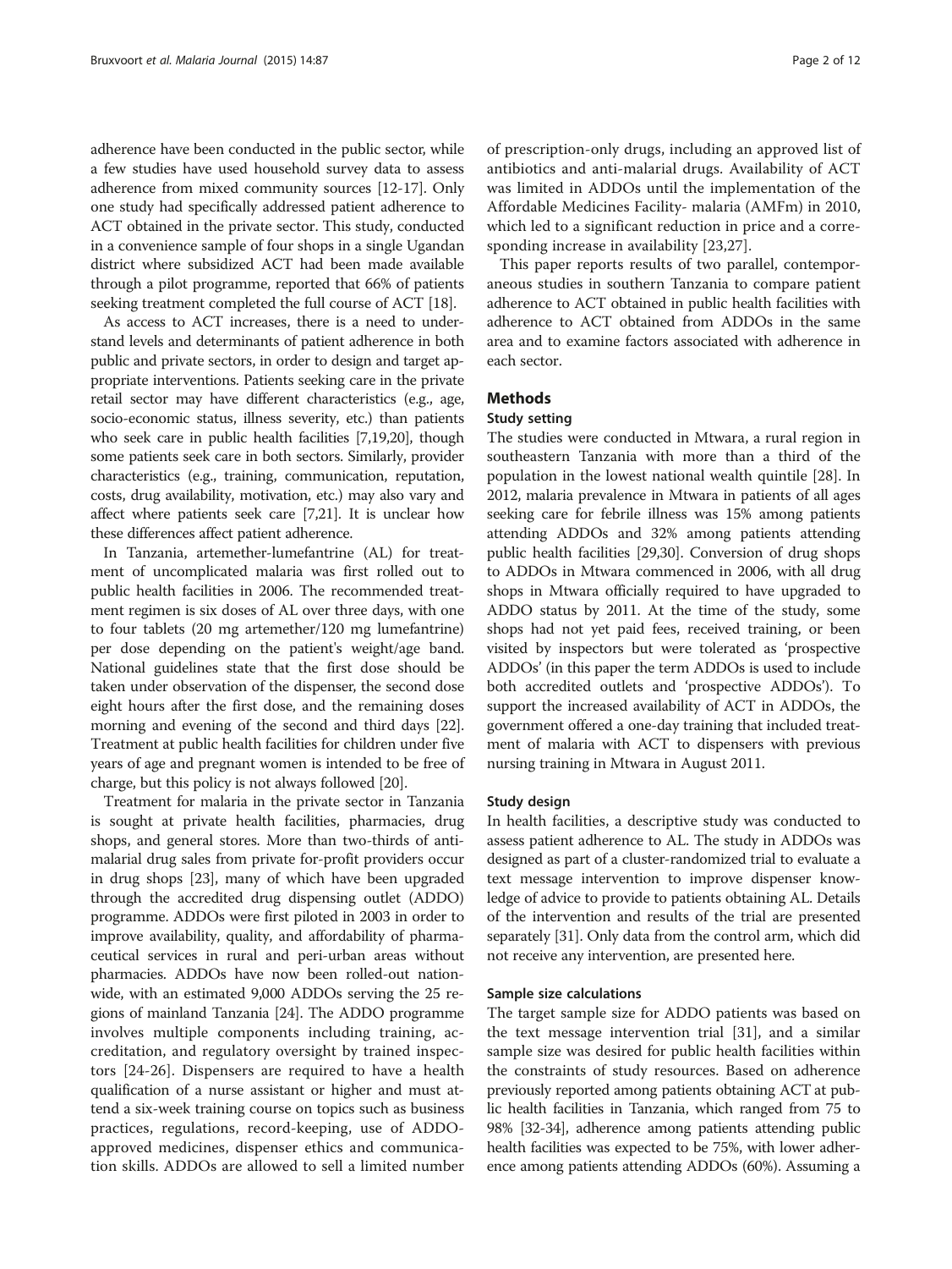adherence have been conducted in the public sector, while a few studies have used household survey data to assess adherence from mixed community sources [12-17]. Only one study had specifically addressed patient adherence to ACT obtained in the private sector. This study, conducted in a convenience sample of four shops in a single Ugandan district where subsidized ACT had been made available through a pilot programme, reported that 66% of patients seeking treatment completed the full course of ACT [18].

As access to ACT increases, there is a need to understand levels and determinants of patient adherence in both public and private sectors, in order to design and target appropriate interventions. Patients seeking care in the private retail sector may have different characteristics (e.g., age, socio-economic status, illness severity, etc.) than patients who seek care in public health facilities [7,19,20], though some patients seek care in both sectors. Similarly, provider characteristics (e.g., training, communication, reputation, costs, drug availability, motivation, etc.) may also vary and affect where patients seek care [7,21]. It is unclear how these differences affect patient adherence.

In Tanzania, artemether-lumefantrine (AL) for treatment of uncomplicated malaria was first rolled out to public health facilities in 2006. The recommended treatment regimen is six doses of AL over three days, with one to four tablets (20 mg artemether/120 mg lumefantrine) per dose depending on the patient's weight/age band. National guidelines state that the first dose should be taken under observation of the dispenser, the second dose eight hours after the first dose, and the remaining doses morning and evening of the second and third days [22]. Treatment at public health facilities for children under five years of age and pregnant women is intended to be free of charge, but this policy is not always followed [20].

Treatment for malaria in the private sector in Tanzania is sought at private health facilities, pharmacies, drug shops, and general stores. More than two-thirds of antimalarial drug sales from private for-profit providers occur in drug shops [23], many of which have been upgraded through the accredited drug dispensing outlet (ADDO) programme. ADDOs were first piloted in 2003 in order to improve availability, quality, and affordability of pharmaceutical services in rural and peri-urban areas without pharmacies. ADDOs have now been rolled-out nationwide, with an estimated 9,000 ADDOs serving the 25 regions of mainland Tanzania [24]. The ADDO programme involves multiple components including training, accreditation, and regulatory oversight by trained inspectors [24-26]. Dispensers are required to have a health qualification of a nurse assistant or higher and must attend a six-week training course on topics such as business practices, regulations, record-keeping, use of ADDO-approved medicines, dispenser ethics and communication skills. ADDOs are allowed to sell a limited number of prescription-only drugs, including an approved list of antibiotics and anti-malarial drugs. Availability of ACT was limited in ADDOs until the implementation of the Affordable Medicines Facility- malaria (AMFm) in 2010, which led to a significant reduction in price and a corresponding increase in availability [23,27].

This paper reports results of two parallel, contemporaneous studies in southern Tanzania to compare patient adherence to ACT obtained in public health facilities with adherence to ACT obtained from ADDOs in the same area and to examine factors associated with adherence in each sector.

## Methods

### Study setting

The studies were conducted in Mtwara, a rural region in southeastern Tanzania with more than a third of the population in the lowest national wealth quintile [28]. In 2012, malaria prevalence in Mtwara in patients of all ages seeking care for febrile illness was 15% among patients attending ADDOs and 32% among patients attending public health facilities [29,30]. Conversion of drug shops to ADDOs in Mtwara commenced in 2006, with all drug shops in Mtwara officially required to have upgraded to ADDO status by 2011. At the time of the study, some shops had not yet paid fees, received training, or been visited by inspectors but were tolerated as 'prospective ADDOs' (in this paper the term ADDOs is used to include both accredited outlets and 'prospective ADDOs'). To support the increased availability of ACT in ADDOs, the government offered a one-day training that included treatment of malaria with ACT to dispensers with previous nursing training in Mtwara in August 2011.

### Study design

In health facilities, a descriptive study was conducted to assess patient adherence to AL. The study in ADDOs was designed as part of a cluster-randomized trial to evaluate a text message intervention to improve dispenser knowledge of advice to provide to patients obtaining AL. Details of the intervention and results of the trial are presented separately [31]. Only data from the control arm, which did not receive any intervention, are presented here.

### Sample size calculations

The target sample size for ADDO patients was based on the text message intervention trial [31], and a similar sample size was desired for public health facilities within the constraints of study resources. Based on adherence previously reported among patients obtaining ACT at public health facilities in Tanzania, which ranged from 75 to 98% [32-34], adherence among patients attending public health facilities was expected to be 75%, with lower adherence among patients attending ADDOs (60%). Assuming a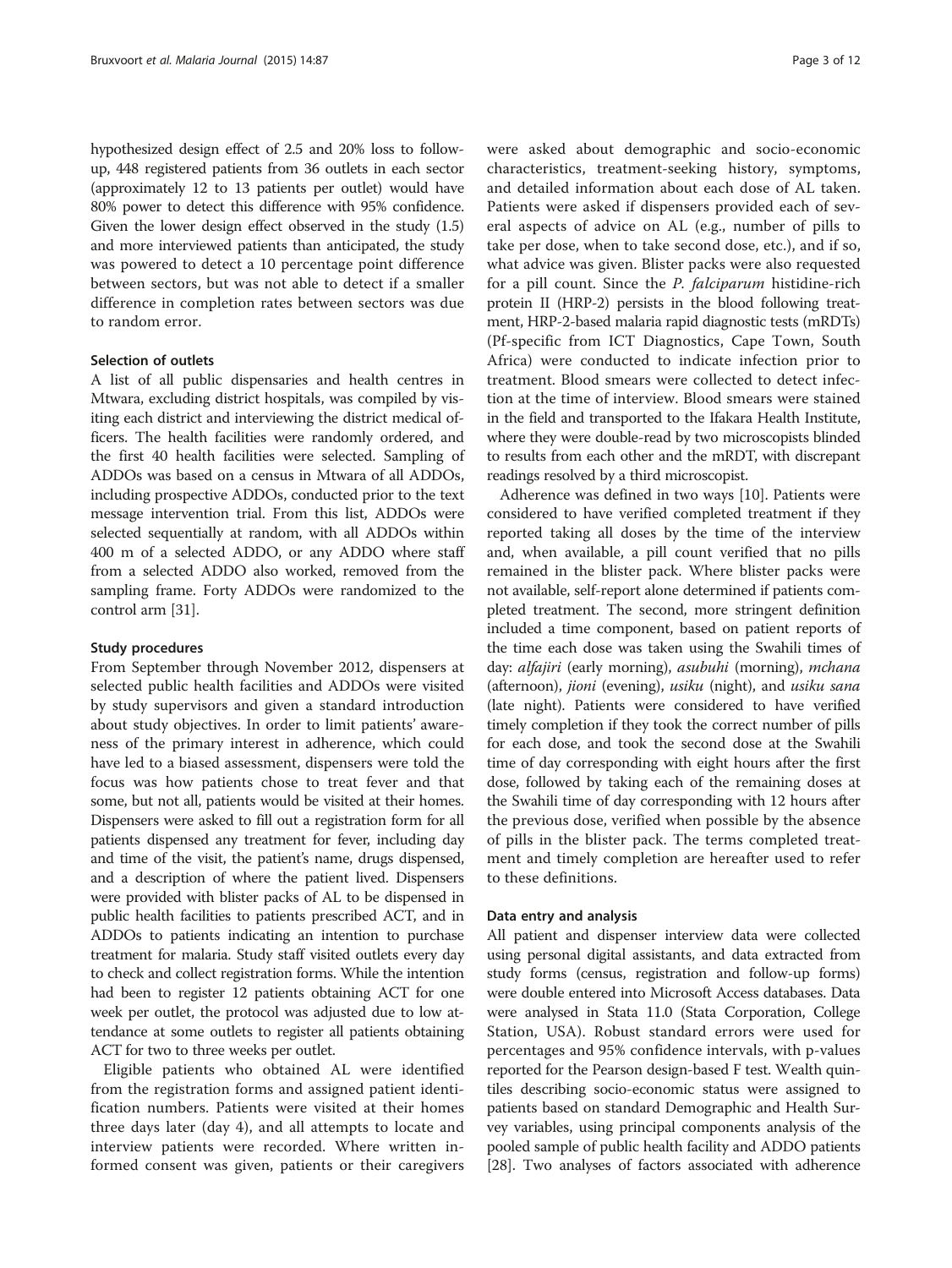hypothesized design effect of 2.5 and 20% loss to follow-up, 448 registered patients from 36 outlets in each sector (approximately 12 to 13 patients per outlet) would have 80% power to detect this difference with 95% confidence. Given the lower design effect observed in the study (1.5) and more interviewed patients than anticipated, the study was powered to detect a 10 percentage point difference between sectors, but was not able to detect if a smaller difference in completion rates between sectors was due to random error.

### Selection of outlets

A list of all public dispensaries and health centres in Mtwara, excluding district hospitals, was compiled by visiting each district and interviewing the district medical officers. The health facilities were randomly ordered, and the first 40 health facilities were selected. Sampling of ADDOs was based on a census in Mtwara of all ADDOs, including prospective ADDOs, conducted prior to the text message intervention trial. From this list, ADDOs were selected sequentially at random, with all ADDOs within 400 m of a selected ADDO, or any ADDO where staff from a selected ADDO also worked, removed from the sampling frame. Forty ADDOs were randomized to the control arm [31].

### Study procedures

From September through November 2012, dispensers at selected public health facilities and ADDOs were visited by study supervisors and given a standard introduction about study objectives. In order to limit patients' awareness of the primary interest in adherence, which could have led to a biased assessment, dispensers were told the focus was how patients chose to treat fever and that some, but not all, patients would be visited at their homes. Dispensers were asked to fill out a registration form for all patients dispensed any treatment for fever, including day and time of the visit, the patient's name, drugs dispensed, and a description of where the patient lived. Dispensers were provided with blister packs of AL to be dispensed in public health facilities to patients prescribed ACT, and in ADDOs to patients indicating an intention to purchase treatment for malaria. Study staff visited outlets every day to check and collect registration forms. While the intention had been to register 12 patients obtaining ACT for one week per outlet, the protocol was adjusted due to low attendance at some outlets to register all patients obtaining ACT for two to three weeks per outlet.

Eligible patients who obtained AL were identified from the registration forms and assigned patient identification numbers. Patients were visited at their homes three days later (day 4), and all attempts to locate and interview patients were recorded. Where written informed consent was given, patients or their caregivers were asked about demographic and socio-economic characteristics, treatment-seeking history, symptoms, and detailed information about each dose of AL taken. Patients were asked if dispensers provided each of several aspects of advice on AL (e.g., number of pills to take per dose, when to take second dose, etc.), and if so, what advice was given. Blister packs were also requested for a pill count. Since the *P. falciparum* histidine-rich protein II (HRP-2) persists in the blood following treatment, HRP-2-based malaria rapid diagnostic tests (mRDTs) (Pf-specific from ICT Diagnostics, Cape Town, South Africa) were conducted to indicate infection prior to treatment. Blood smears were collected to detect infection at the time of interview. Blood smears were stained in the field and transported to the Ifakara Health Institute, where they were double-read by two microscopists blinded to results from each other and the mRDT, with discrepant readings resolved by a third microscopist.

Adherence was defined in two ways [10]. Patients were considered to have verified completed treatment if they reported taking all doses by the time of the interview and, when available, a pill count verified that no pills remained in the blister pack. Where blister packs were not available, self-report alone determined if patients completed treatment. The second, more stringent definition included a time component, based on patient reports of the time each dose was taken using the Swahili times of day: *alfajiri* (early morning), *asubuhi* (morning), *mchana* (afternoon), *jioni* (evening), *usiku* (night), and *usiku sana* (late night). Patients were considered to have verified timely completion if they took the correct number of pills for each dose, and took the second dose at the Swahili time of day corresponding with eight hours after the first dose, followed by taking each of the remaining doses at the Swahili time of day corresponding with 12 hours after the previous dose, verified when possible by the absence of pills in the blister pack. The terms completed treatment and timely completion are hereafter used to refer to these definitions.

### Data entry and analysis

All patient and dispenser interview data were collected using personal digital assistants, and data extracted from study forms (census, registration and follow-up forms) were double entered into Microsoft Access databases. Data were analysed in Stata 11.0 (Stata Corporation, College Station, USA). Robust standard errors were used for percentages and 95% confidence intervals, with p-values reported for the Pearson design-based F test. Wealth quintiles describing socio-economic status were assigned to patients based on standard Demographic and Health Survey variables, using principal components analysis of the pooled sample of public health facility and ADDO patients [28]. Two analyses of factors associated with adherence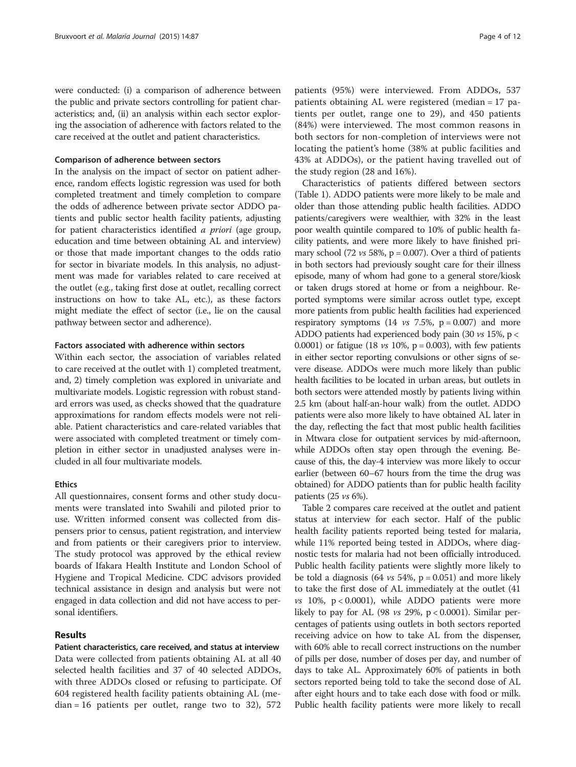were conducted: (i) a comparison of adherence between the public and private sectors controlling for patient characteristics; and, (ii) an analysis within each sector exploring the association of adherence with factors related to the care received at the outlet and patient characteristics.

#### Comparison of adherence between sectors

In the analysis on the impact of sector on patient adherence, random effects logistic regression was used for both completed treatment and timely completion to compare the odds of adherence between private sector ADDO patients and public sector health facility patients, adjusting for patient characteristics identified *a priori* (age group, education and time between obtaining AL and interview) or those that made important changes to the odds ratio for sector in bivariate models. In this analysis, no adjustment was made for variables related to care received at the outlet (e.g., taking first dose at outlet, recalling correct instructions on how to take AL, etc.), as these factors might mediate the effect of sector (i.e., lie on the causal pathway between sector and adherence).

#### Factors associated with adherence within sectors

Within each sector, the association of variables related to care received at the outlet with 1) completed treatment, and, 2) timely completion was explored in univariate and multivariate models. Logistic regression with robust standard errors was used, as checks showed that the quadrature approximations for random effects models were not reliable. Patient characteristics and care-related variables that were associated with completed treatment or timely completion in either sector in unadjusted analyses were included in all four multivariate models.

#### Ethics

All questionnaires, consent forms and other study documents were translated into Swahili and piloted prior to use. Written informed consent was collected from dispensers prior to census, patient registration, and interview and from patients or their caregivers prior to interview. The study protocol was approved by the ethical review boards of Ifakara Health Institute and London School of Hygiene and Tropical Medicine. CDC advisors provided technical assistance in design and analysis but were not engaged in data collection and did not have access to personal identifiers.

## Results

#### Patient characteristics, care received, and status at interview

Data were collected from patients obtaining AL at all 40 selected health facilities and 37 of 40 selected ADDOs, with three ADDOs closed or refusing to participate. Of 604 registered health facility patients obtaining AL (median = 16 patients per outlet, range two to 32), 572 patients (95%) were interviewed. From ADDOs, 537 patients obtaining AL were registered (median = 17 patients per outlet, range one to 29), and 450 patients (84%) were interviewed. The most common reasons in both sectors for non-completion of interviews were not locating the patient's home (38% at public facilities and 43% at ADDOs), or the patient having travelled out of the study region (28 and 16%).

Characteristics of patients differed between sectors (Table 1). ADDO patients were more likely to be male and older than those attending public health facilities. ADDO patients/caregivers were wealthier, with 32% in the least poor wealth quintile compared to 10% of public health facility patients, and were more likely to have finished primary school (72 *vs* 58%, $p = 0.007$). Over a third of patients in both sectors had previously sought care for their illness episode, many of whom had gone to a general store/kiosk or taken drugs stored at home or from a neighbour. Reported symptoms were similar across outlet type, except more patients from public health facilities had experienced respiratory symptoms (14 *vs* 7.5%, $p = 0.007$) and more ADDO patients had experienced body pain (30 *vs* 15%, $p < 0.0001$) or fatigue (18 *vs* 10%, $p = 0.003$), with few patients in either sector reporting convulsions or other signs of severe disease. ADDOs were much more likely than public health facilities to be located in urban areas, but outlets in both sectors were attended mostly by patients living within 2.5 km (about half-an-hour walk) from the outlet. ADDO patients were also more likely to have obtained AL later in the day, reflecting the fact that most public health facilities in Mtwara close for outpatient services by mid-afternoon, while ADDOs often stay open through the evening. Because of this, the day-4 interview was more likely to occur earlier (between 60–67 hours from the time the drug was obtained) for ADDO patients than for public health facility patients (25 *vs* 6%).

Table 2 compares care received at the outlet and patient status at interview for each sector. Half of the public health facility patients reported being tested for malaria, while 11% reported being tested in ADDOs, where diagnostic tests for malaria had not been officially introduced. Public health facility patients were slightly more likely to be told a diagnosis (64 *vs* 54%, $p = 0.051$) and more likely to take the first dose of AL immediately at the outlet (41 *vs* 10%, $p < 0.0001$), while ADDO patients were more likely to pay for AL (98 *vs* 29%, $p < 0.0001$). Similar percentages of patients using outlets in both sectors reported receiving advice on how to take AL from the dispenser, with 60% able to recall correct instructions on the number of pills per dose, number of doses per day, and number of days to take AL. Approximately 60% of patients in both sectors reported being told to take the second dose of AL after eight hours and to take each dose with food or milk. Public health facility patients were more likely to recall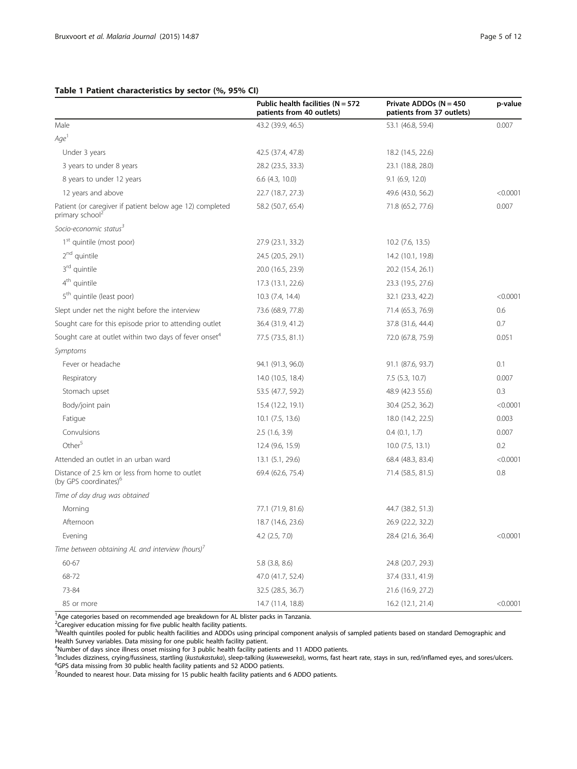**Table 1 Patient characteristics by sector (%, 95% CI)**

| | Public health facilities (N = 572 patients from 40 outlets) | Private ADDOs (N = 450 patients from 37 outlets) | p-value |
|---|---|---|---|
| Male | 43.2 (39.9, 46.5) | 53.1 (46.8, 59.4) | 0.007 |
| *Age*[1] | | | |
| Under 3 years | 42.5 (37.4, 47.8) | 18.2 (14.5, 22.6) | |
| 3 years to under 8 years | 28.2 (23.5, 33.3) | 23.1 (18.8, 28.0) | |
| 8 years to under 12 years | 6.6 (4.3, 10.0) | 9.1 (6.9, 12.0) | |
| 12 years and above | 22.7 (18.7, 27.3) | 49.6 (43.0, 56.2) | <0.0001 |
| Patient (or caregiver if patient below age 12) completed primary school[2] | 58.2 (50.7, 65.4) | 71.8 (65.2, 77.6) | 0.007 |
| *Socio-economic status*[3] | | | |
| 1st quintile (most poor) | 27.9 (23.1, 33.2) | 10.2 (7.6, 13.5) | |
| 2nd quintile | 24.5 (20.5, 29.1) | 14.2 (10.1, 19.8) | |
| 3rd quintile | 20.0 (16.5, 23.9) | 20.2 (15.4, 26.1) | |
| 4th quintile | 17.3 (13.1, 22.6) | 23.3 (19.5, 27.6) | |
| 5th quintile (least poor) | 10.3 (7.4, 14.4) | 32.1 (23.3, 42.2) | <0.0001 |
| Slept under net the night before the interview | 73.6 (68.9, 77.8) | 71.4 (65.3, 76.9) | 0.6 |
| Sought care for this episode prior to attending outlet | 36.4 (31.9, 41.2) | 37.8 (31.6, 44.4) | 0.7 |
| Sought care at outlet within two days of fever onset[4] | 77.5 (73.5, 81.1) | 72.0 (67.8, 75.9) | 0.051 |
| *Symptoms* | | | |
| Fever or headache | 94.1 (91.3, 96.0) | 91.1 (87.6, 93.7) | 0.1 |
| Respiratory | 14.0 (10.5, 18.4) | 7.5 (5.3, 10.7) | 0.007 |
| Stomach upset | 53.5 (47.7, 59.2) | 48.9 (42.3 55.6) | 0.3 |
| Body/joint pain | 15.4 (12.2, 19.1) | 30.4 (25.2, 36.2) | <0.0001 |
| Fatigue | 10.1 (7.5, 13.6) | 18.0 (14.2, 22.5) | 0.003 |
| Convulsions | 2.5 (1.6, 3.9) | 0.4 (0.1, 1.7) | 0.007 |
| Other[5] | 12.4 (9.6, 15.9) | 10.0 (7.5, 13.1) | 0.2 |
| Attended an outlet in an urban ward | 13.1 (5.1, 29.6) | 68.4 (48.3, 83.4) | <0.0001 |
| Distance of 2.5 km or less from home to outlet (by GPS coordinates)[6] | 69.4 (62.6, 75.4) | 71.4 (58.5, 81.5) | 0.8 |
| *Time of day drug was obtained* | | | |
| Morning | 77.1 (71.9, 81.6) | 44.7 (38.2, 51.3) | |
| Afternoon | 18.7 (14.6, 23.6) | 26.9 (22.2, 32.2) | |
| Evening | 4.2 (2.5, 7.0) | 28.4 (21.6, 36.4) | <0.0001 |
| *Time between obtaining AL and interview (hours)*[7] | | | |
| 60-67 | 5.8 (3.8, 8.6) | 24.8 (20.7, 29.3) | |
| 68-72 | 47.0 (41.7, 52.4) | 37.4 (33.1, 41.9) | |
| 73-84 | 32.5 (28.5, 36.7) | 21.6 (16.9, 27.2) | |
| 85 or more | 14.7 (11.4, 18.8) | 16.2 (12.1, 21.4) | <0.0001 |

[1]Age categories based on recommended age breakdown for AL blister packs in Tanzania.
[2]Caregiver education missing for five public health facility patients.
[3]Wealth quintiles pooled for public health facilities and ADDOs using principal component analysis of sampled patients based on standard Demographic and Health Survey variables. Data missing for one public health facility patient.
[4]Number of days since illness onset missing for 3 public health facility patients and 11 ADDO patients.
[5]Includes dizziness, crying/fussiness, startling (*kustukastuka*), sleep-talking (*kuweweseka*), worms, fast heart rate, stays in sun, red/inflamed eyes, and sores/ulcers.
[6]GPS data missing from 30 public health facility patients and 52 ADDO patients.
[7]Rounded to nearest hour. Data missing for 15 public health facility patients and 6 ADDO patients.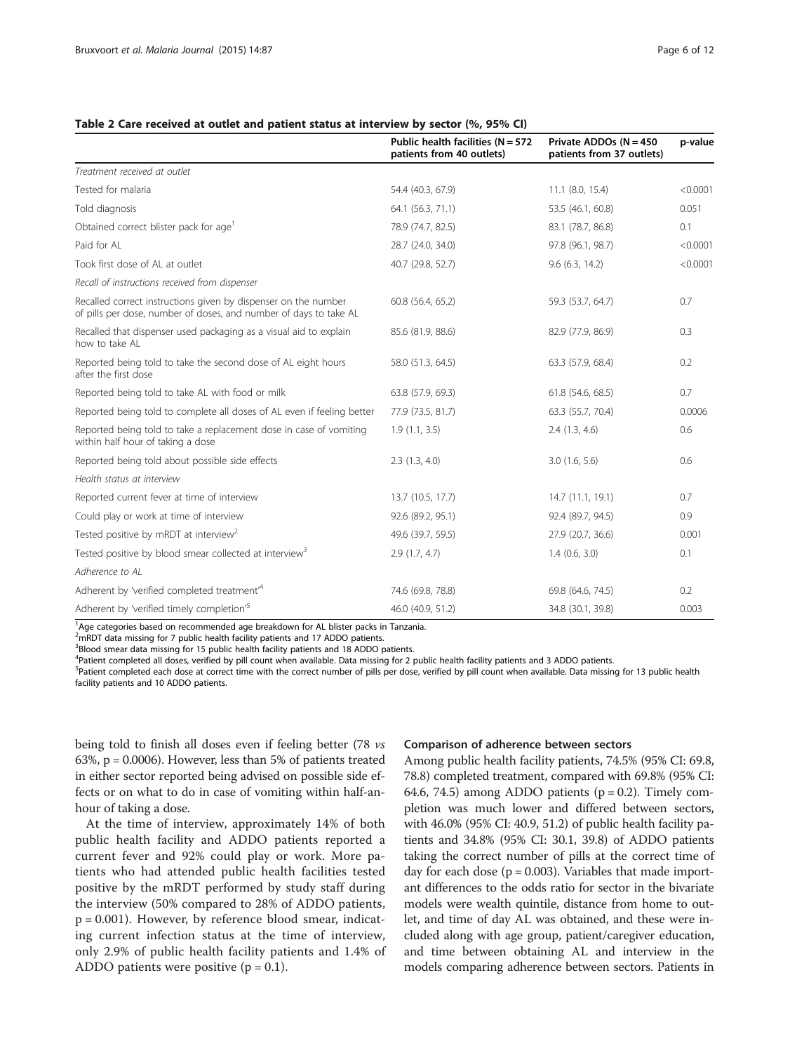**Table 2 Care received at outlet and patient status at interview by sector (%, 95% CI)**

| | Public health facilities (N = 572 patients from 40 outlets) | Private ADDOs (N = 450 patients from 37 outlets) | p-value |
|---|---|---|---|
| *Treatment received at outlet* | | | |
| Tested for malaria | 54.4 (40.3, 67.9) | 11.1 (8.0, 15.4) | <0.0001 |
| Told diagnosis | 64.1 (56.3, 71.1) | 53.5 (46.1, 60.8) | 0.051 |
| Obtained correct blister pack for age[1] | 78.9 (74.7, 82.5) | 83.1 (78.7, 86.8) | 0.1 |
| Paid for AL | 28.7 (24.0, 34.0) | 97.8 (96.1, 98.7) | <0.0001 |
| Took first dose of AL at outlet | 40.7 (29.8, 52.7) | 9.6 (6.3, 14.2) | <0.0001 |
| *Recall of instructions received from dispenser* | | | |
| Recalled correct instructions given by dispenser on the number of pills per dose, number of doses, and number of days to take AL | 60.8 (56.4, 65.2) | 59.3 (53.7, 64.7) | 0.7 |
| Recalled that dispenser used packaging as a visual aid to explain how to take AL | 85.6 (81.9, 88.6) | 82.9 (77.9, 86.9) | 0.3 |
| Reported being told to take the second dose of AL eight hours after the first dose | 58.0 (51.3, 64.5) | 63.3 (57.9, 68.4) | 0.2 |
| Reported being told to take AL with food or milk | 63.8 (57.9, 69.3) | 61.8 (54.6, 68.5) | 0.7 |
| Reported being told to complete all doses of AL even if feeling better | 77.9 (73.5, 81.7) | 63.3 (55.7, 70.4) | 0.0006 |
| Reported being told to take a replacement dose in case of vomiting within half hour of taking a dose | 1.9 (1.1, 3.5) | 2.4 (1.3, 4.6) | 0.6 |
| Reported being told about possible side effects | 2.3 (1.3, 4.0) | 3.0 (1.6, 5.6) | 0.6 |
| *Health status at interview* | | | |
| Reported current fever at time of interview | 13.7 (10.5, 17.7) | 14.7 (11.1, 19.1) | 0.7 |
| Could play or work at time of interview | 92.6 (89.2, 95.1) | 92.4 (89.7, 94.5) | 0.9 |
| Tested positive by mRDT at interview[2] | 49.6 (39.7, 59.5) | 27.9 (20.7, 36.6) | 0.001 |
| Tested positive by blood smear collected at interview[3] | 2.9 (1.7, 4.7) | 1.4 (0.6, 3.0) | 0.1 |
| *Adherence to AL* | | | |
| Adherent by 'verified completed treatment'[4] | 74.6 (69.8, 78.8) | 69.8 (64.6, 74.5) | 0.2 |
| Adherent by 'verified timely completion'[5] | 46.0 (40.9, 51.2) | 34.8 (30.1, 39.8) | 0.003 |

[1]Age categories based on recommended age breakdown for AL blister packs in Tanzania.
[2]mRDT data missing for 7 public health facility patients and 17 ADDO patients.
[3]Blood smear data missing for 15 public health facility patients and 18 ADDO patients.
[4]Patient completed all doses, verified by pill count when available. Data missing for 2 public health facility patients and 3 ADDO patients.
[5]Patient completed each dose at correct time with the correct number of pills per dose, verified by pill count when available. Data missing for 13 public health facility patients and 10 ADDO patients.

being told to finish all doses even if feeling better (78 *vs* 63%, p = 0.0006). However, less than 5% of patients treated in either sector reported being advised on possible side effects or on what to do in case of vomiting within half-an-hour of taking a dose.

At the time of interview, approximately 14% of both public health facility and ADDO patients reported a current fever and 92% could play or work. More patients who had attended public health facilities tested positive by the mRDT performed by study staff during the interview (50% compared to 28% of ADDO patients, p = 0.001). However, by reference blood smear, indicating current infection status at the time of interview, only 2.9% of public health facility patients and 1.4% of ADDO patients were positive (p = 0.1).

#### Comparison of adherence between sectors

Among public health facility patients, 74.5% (95% CI: 69.8, 78.8) completed treatment, compared with 69.8% (95% CI: 64.6, 74.5) among ADDO patients (p = 0.2). Timely completion was much lower and differed between sectors, with 46.0% (95% CI: 40.9, 51.2) of public health facility patients and 34.8% (95% CI: 30.1, 39.8) of ADDO patients taking the correct number of pills at the correct time of day for each dose (p = 0.003). Variables that made important differences to the odds ratio for sector in the bivariate models were wealth quintile, distance from home to outlet, and time of day AL was obtained, and these were included along with age group, patient/caregiver education, and time between obtaining AL and interview in the models comparing adherence between sectors. Patients in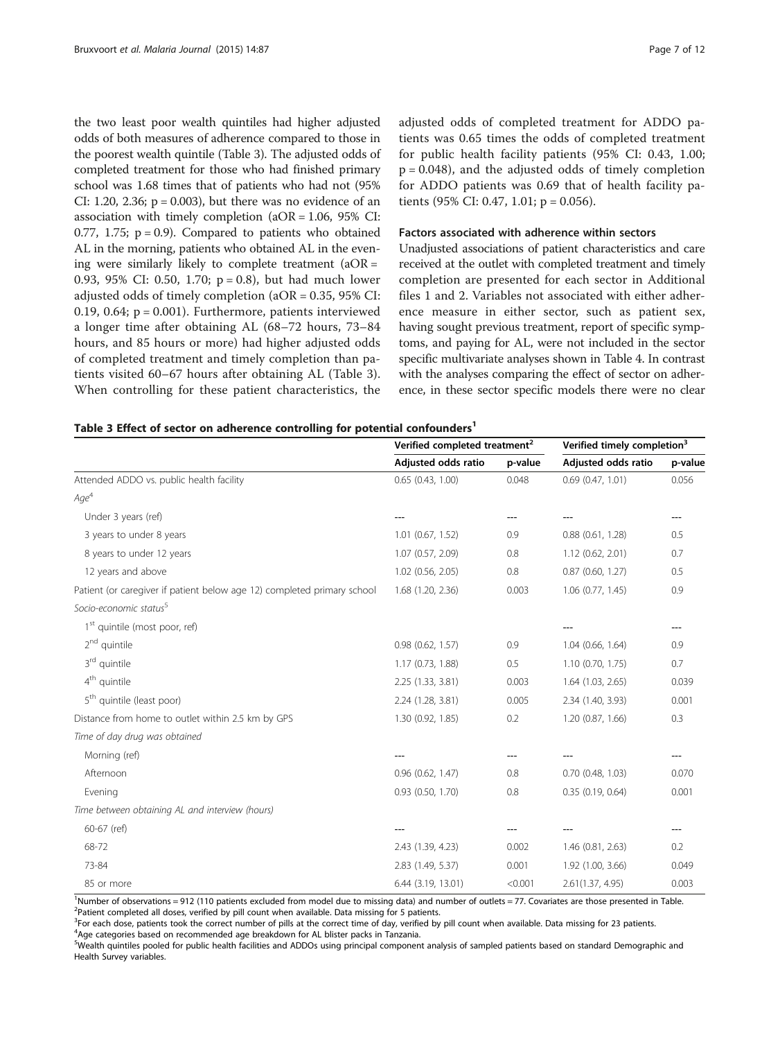the two least poor wealth quintiles had higher adjusted odds of both measures of adherence compared to those in the poorest wealth quintile (Table 3). The adjusted odds of completed treatment for those who had finished primary school was 1.68 times that of patients who had not (95% CI: 1.20, 2.36; p = 0.003), but there was no evidence of an association with timely completion (aOR = 1.06, 95% CI: 0.77, 1.75; p = 0.9). Compared to patients who obtained AL in the morning, patients who obtained AL in the evening were similarly likely to complete treatment (aOR = 0.93, 95% CI: 0.50, 1.70; p = 0.8), but had much lower adjusted odds of timely completion (aOR = 0.35, 95% CI: 0.19, 0.64; p = 0.001). Furthermore, patients interviewed a longer time after obtaining AL (68–72 hours, 73–84 hours, and 85 hours or more) had higher adjusted odds of completed treatment and timely completion than patients visited 60–67 hours after obtaining AL (Table 3). When controlling for these patient characteristics, the adjusted odds of completed treatment for ADDO patients was 0.65 times the odds of completed treatment for public health facility patients (95% CI: 0.43, 1.00; p = 0.048), and the adjusted odds of timely completion for ADDO patients was 0.69 that of health facility patients (95% CI: 0.47, 1.01; p = 0.056).

### Factors associated with adherence within sectors

Unadjusted associations of patient characteristics and care received at the outlet with completed treatment and timely completion are presented for each sector in Additional files 1 and 2. Variables not associated with either adherence measure in either sector, such as patient sex, having sought previous treatment, report of specific symptoms, and paying for AL, were not included in the sector specific multivariate analyses shown in Table 4. In contrast with the analyses comparing the effect of sector on adherence, in these sector specific models there were no clear

**Table 3 Effect of sector on adherence controlling for potential confounders[1]**

| | Verified completed treatment[2] | | Verified timely completion[3] | |
|---|---|---|---|---|
| | Adjusted odds ratio | p-value | Adjusted odds ratio | p-value |
| Attended ADDO vs. public health facility | 0.65 (0.43, 1.00) | 0.048 | 0.69 (0.47, 1.01) | 0.056 |
| *Age*[4] | | | | |
| Under 3 years (ref) | --- | --- | --- | --- |
| 3 years to under 8 years | 1.01 (0.67, 1.52) | 0.9 | 0.88 (0.61, 1.28) | 0.5 |
| 8 years to under 12 years | 1.07 (0.57, 2.09) | 0.8 | 1.12 (0.62, 2.01) | 0.7 |
| 12 years and above | 1.02 (0.56, 2.05) | 0.8 | 0.87 (0.60, 1.27) | 0.5 |
| Patient (or caregiver if patient below age 12) completed primary school | 1.68 (1.20, 2.36) | 0.003 | 1.06 (0.77, 1.45) | 0.9 |
| *Socio-economic status*[5] | | | | |
| 1st quintile (most poor, ref) | | | --- | --- |
| 2nd quintile | 0.98 (0.62, 1.57) | 0.9 | 1.04 (0.66, 1.64) | 0.9 |
| 3rd quintile | 1.17 (0.73, 1.88) | 0.5 | 1.10 (0.70, 1.75) | 0.7 |
| 4th quintile | 2.25 (1.33, 3.81) | 0.003 | 1.64 (1.03, 2.65) | 0.039 |
| 5th quintile (least poor) | 2.24 (1.28, 3.81) | 0.005 | 2.34 (1.40, 3.93) | 0.001 |
| Distance from home to outlet within 2.5 km by GPS | 1.30 (0.92, 1.85) | 0.2 | 1.20 (0.87, 1.66) | 0.3 |
| *Time of day drug was obtained* | | | | |
| Morning (ref) | --- | --- | --- | --- |
| Afternoon | 0.96 (0.62, 1.47) | 0.8 | 0.70 (0.48, 1.03) | 0.070 |
| Evening | 0.93 (0.50, 1.70) | 0.8 | 0.35 (0.19, 0.64) | 0.001 |
| *Time between obtaining AL and interview (hours)* | | | | |
| 60-67 (ref) | --- | --- | --- | --- |
| 68-72 | 2.43 (1.39, 4.23) | 0.002 | 1.46 (0.81, 2.63) | 0.2 |
| 73-84 | 2.83 (1.49, 5.37) | 0.001 | 1.92 (1.00, 3.66) | 0.049 |
| 85 or more | 6.44 (3.19, 13.01) | <0.001 | 2.61(1.37, 4.95) | 0.003 |

[1]Number of observations = 912 (110 patients excluded from model due to missing data) and number of outlets = 77. Covariates are those presented in Table.
[2]Patient completed all doses, verified by pill count when available. Data missing for 5 patients.
[3]For each dose, patients took the correct number of pills at the correct time of day, verified by pill count when available. Data missing for 23 patients.
[4]Age categories based on recommended age breakdown for AL blister packs in Tanzania.
[5]Wealth quintiles pooled for public health facilities and ADDOs using principal component analysis of sampled patients based on standard Demographic and Health Survey variables.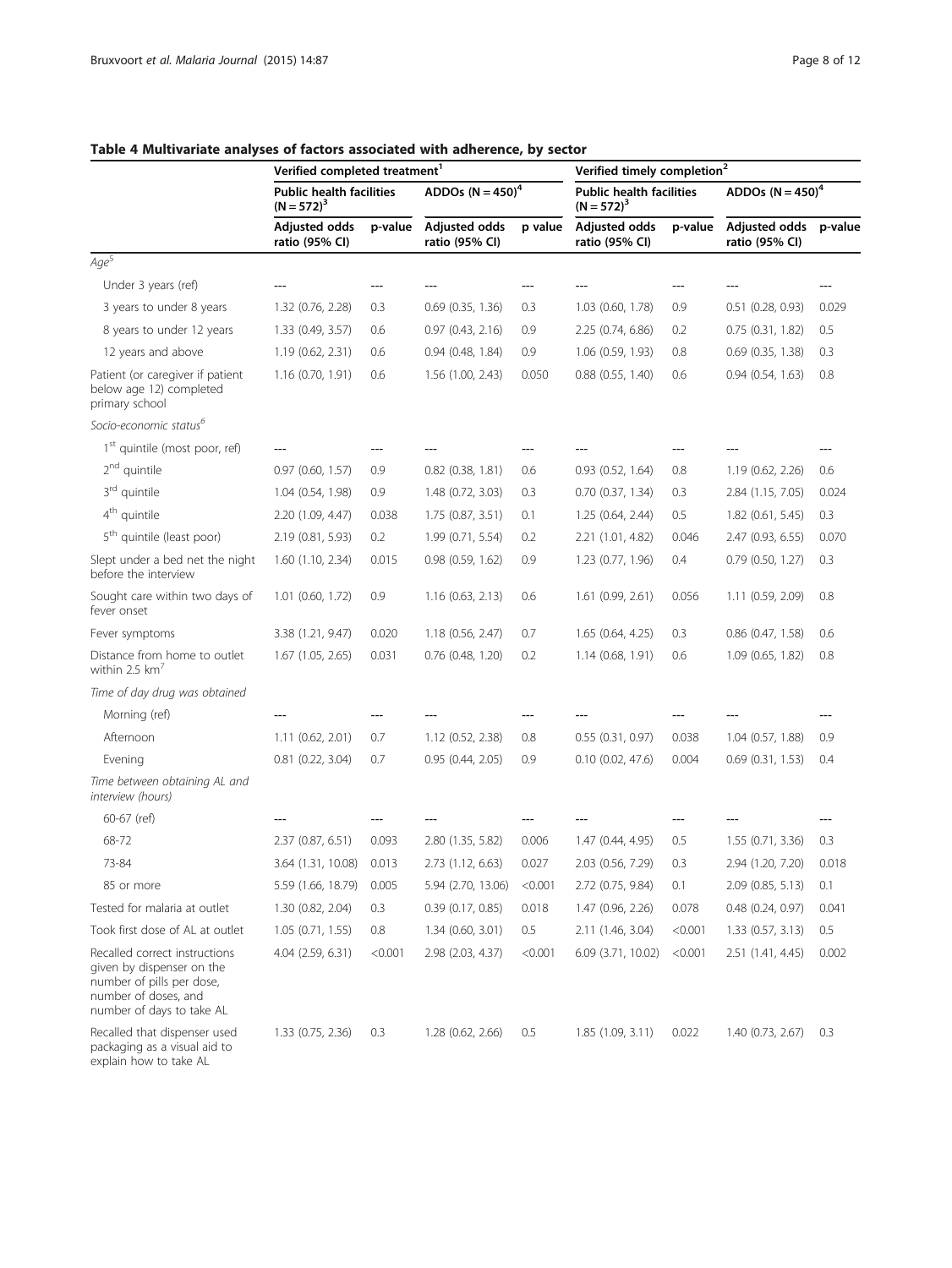**Table 4 Multivariate analyses of factors associated with adherence, by sector**

| | Verified completed treatment[1] | | | | Verified timely completion[2] | | | |
|---|---|---|---|---|---|---|---|---|
| | Public health facilities (N = 572)[3] | | ADDOs (N = 450)[4] | | Public health facilities (N = 572)[3] | | ADDOs (N = 450)[4] | |
| | Adjusted odds ratio (95% CI) | p-value | Adjusted odds ratio (95% CI) | p value | Adjusted odds ratio (95% CI) | p-value | Adjusted odds ratio (95% CI) | p-value |
| *Age*[5] | | | | | | | | |
| Under 3 years (ref) | --- | --- | --- | --- | --- | --- | --- | --- |
| 3 years to under 8 years | 1.32 (0.76, 2.28) | 0.3 | 0.69 (0.35, 1.36) | 0.3 | 1.03 (0.60, 1.78) | 0.9 | 0.51 (0.28, 0.93) | 0.029 |
| 8 years to under 12 years | 1.33 (0.49, 3.57) | 0.6 | 0.97 (0.43, 2.16) | 0.9 | 2.25 (0.74, 6.86) | 0.2 | 0.75 (0.31, 1.82) | 0.5 |
| 12 years and above | 1.19 (0.62, 2.31) | 0.6 | 0.94 (0.48, 1.84) | 0.9 | 1.06 (0.59, 1.93) | 0.8 | 0.69 (0.35, 1.38) | 0.3 |
| Patient (or caregiver if patient below age 12) completed primary school | 1.16 (0.70, 1.91) | 0.6 | 1.56 (1.00, 2.43) | 0.050 | 0.88 (0.55, 1.40) | 0.6 | 0.94 (0.54, 1.63) | 0.8 |
| *Socio-economic status*[6] | | | | | | | | |
| 1st quintile (most poor, ref) | --- | --- | --- | --- | --- | --- | --- | --- |
| 2nd quintile | 0.97 (0.60, 1.57) | 0.9 | 0.82 (0.38, 1.81) | 0.6 | 0.93 (0.52, 1.64) | 0.8 | 1.19 (0.62, 2.26) | 0.6 |
| 3rd quintile | 1.04 (0.54, 1.98) | 0.9 | 1.48 (0.72, 3.03) | 0.3 | 0.70 (0.37, 1.34) | 0.3 | 2.84 (1.15, 7.05) | 0.024 |
| 4th quintile | 2.20 (1.09, 4.47) | 0.038 | 1.75 (0.87, 3.51) | 0.1 | 1.25 (0.64, 2.44) | 0.5 | 1.82 (0.61, 5.45) | 0.3 |
| 5th quintile (least poor) | 2.19 (0.81, 5.93) | 0.2 | 1.99 (0.71, 5.54) | 0.2 | 2.21 (1.01, 4.82) | 0.046 | 2.47 (0.93, 6.55) | 0.070 |
| Slept under a bed net the night before the interview | 1.60 (1.10, 2.34) | 0.015 | 0.98 (0.59, 1.62) | 0.9 | 1.23 (0.77, 1.96) | 0.4 | 0.79 (0.50, 1.27) | 0.3 |
| Sought care within two days of fever onset | 1.01 (0.60, 1.72) | 0.9 | 1.16 (0.63, 2.13) | 0.6 | 1.61 (0.99, 2.61) | 0.056 | 1.11 (0.59, 2.09) | 0.8 |
| Fever symptoms | 3.38 (1.21, 9.47) | 0.020 | 1.18 (0.56, 2.47) | 0.7 | 1.65 (0.64, 4.25) | 0.3 | 0.86 (0.47, 1.58) | 0.6 |
| Distance from home to outlet within 2.5 km[7] | 1.67 (1.05, 2.65) | 0.031 | 0.76 (0.48, 1.20) | 0.2 | 1.14 (0.68, 1.91) | 0.6 | 1.09 (0.65, 1.82) | 0.8 |
| *Time of day drug was obtained* | | | | | | | | |
| Morning (ref) | --- | --- | --- | --- | --- | --- | --- | --- |
| Afternoon | 1.11 (0.62, 2.01) | 0.7 | 1.12 (0.52, 2.38) | 0.8 | 0.55 (0.31, 0.97) | 0.038 | 1.04 (0.57, 1.88) | 0.9 |
| Evening | 0.81 (0.22, 3.04) | 0.7 | 0.95 (0.44, 2.05) | 0.9 | 0.10 (0.02, 47.6) | 0.004 | 0.69 (0.31, 1.53) | 0.4 |
| *Time between obtaining AL and interview (hours)* | | | | | | | | |
| 60-67 (ref) | --- | --- | --- | --- | --- | --- | --- | --- |
| 68-72 | 2.37 (0.87, 6.51) | 0.093 | 2.80 (1.35, 5.82) | 0.006 | 1.47 (0.44, 4.95) | 0.5 | 1.55 (0.71, 3.36) | 0.3 |
| 73-84 | 3.64 (1.31, 10.08) | 0.013 | 2.73 (1.12, 6.63) | 0.027 | 2.03 (0.56, 7.29) | 0.3 | 2.94 (1.20, 7.20) | 0.018 |
| 85 or more | 5.59 (1.66, 18.79) | 0.005 | 5.94 (2.70, 13.06) | <0.001 | 2.72 (0.75, 9.84) | 0.1 | 2.09 (0.85, 5.13) | 0.1 |
| Tested for malaria at outlet | 1.30 (0.82, 2.04) | 0.3 | 0.39 (0.17, 0.85) | 0.018 | 1.47 (0.96, 2.26) | 0.078 | 0.48 (0.24, 0.97) | 0.041 |
| Took first dose of AL at outlet | 1.05 (0.71, 1.55) | 0.8 | 1.34 (0.60, 3.01) | 0.5 | 2.11 (1.46, 3.04) | <0.001 | 1.33 (0.57, 3.13) | 0.5 |
| Recalled correct instructions given by dispenser on the number of pills per dose, number of doses, and number of days to take AL | 4.04 (2.59, 6.31) | <0.001 | 2.98 (2.03, 4.37) | <0.001 | 6.09 (3.71, 10.02) | <0.001 | 2.51 (1.41, 4.45) | 0.002 |
| Recalled that dispenser used packaging as a visual aid to explain how to take AL | 1.33 (0.75, 2.36) | 0.3 | 1.28 (0.62, 2.66) | 0.5 | 1.85 (1.09, 3.11) | 0.022 | 1.40 (0.73, 2.67) | 0.3 |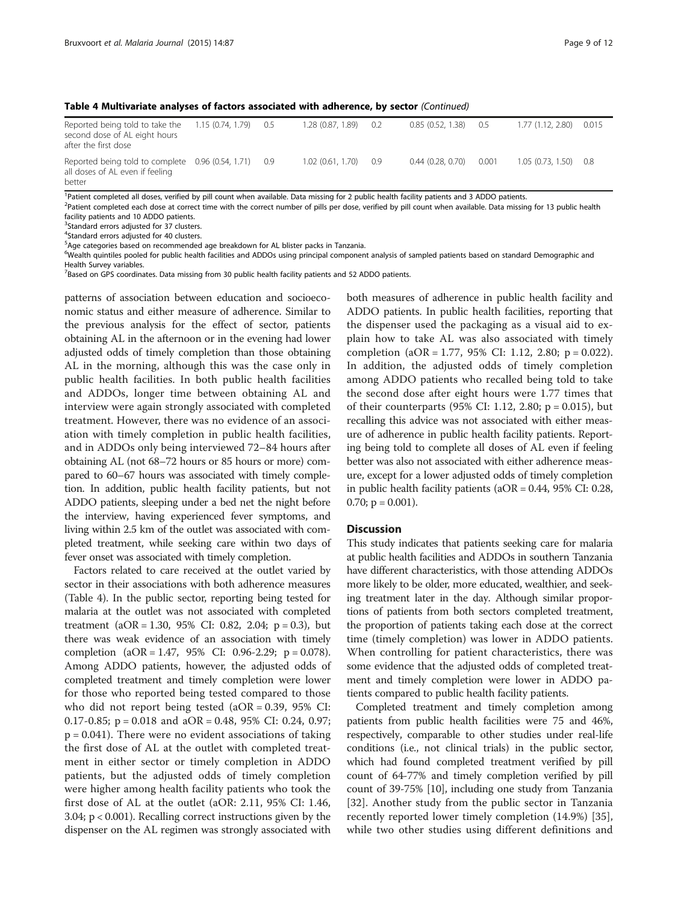**Table 4 Multivariate analyses of factors associated with adherence, by sector** *(Continued)*

| | | | | | | | | |
|---|---|---|---|---|---|---|---|---|
| Reported being told to take the second dose of AL eight hours after the first dose | 1.15 (0.74, 1.79) | 0.5 | 1.28 (0.87, 1.89) | 0.2 | 0.85 (0.52, 1.38) | 0.5 | 1.77 (1.12, 2.80) | 0.015 |
| Reported being told to complete all doses of AL even if feeling better | 0.96 (0.54, 1.71) | 0.9 | 1.02 (0.61, 1.70) | 0.9 | 0.44 (0.28, 0.70) | 0.001 | 1.05 (0.73, 1.50) | 0.8 |

[1]Patient completed all doses, verified by pill count when available. Data missing for 2 public health facility patients and 3 ADDO patients.
[2]Patient completed each dose at correct time with the correct number of pills per dose, verified by pill count when available. Data missing for 13 public health facility patients and 10 ADDO patients.
[3]Standard errors adjusted for 37 clusters.
[4]Standard errors adjusted for 40 clusters.
[5]Age categories based on recommended age breakdown for AL blister packs in Tanzania.
[6]Wealth quintiles pooled for public health facilities and ADDOs using principal component analysis of sampled patients based on standard Demographic and Health Survey variables.
[7]Based on GPS coordinates. Data missing from 30 public health facility patients and 52 ADDO patients.

patterns of association between education and socioeconomic status and either measure of adherence. Similar to the previous analysis for the effect of sector, patients obtaining AL in the afternoon or in the evening had lower adjusted odds of timely completion than those obtaining AL in the morning, although this was the case only in public health facilities. In both public health facilities and ADDOs, longer time between obtaining AL and interview were again strongly associated with completed treatment. However, there was no evidence of an association with timely completion in public health facilities, and in ADDOs only being interviewed 72–84 hours after obtaining AL (not 68–72 hours or 85 hours or more) compared to 60–67 hours was associated with timely completion. In addition, public health facility patients, but not ADDO patients, sleeping under a bed net the night before the interview, having experienced fever symptoms, and living within 2.5 km of the outlet was associated with completed treatment, while seeking care within two days of fever onset was associated with timely completion.

Factors related to care received at the outlet varied by sector in their associations with both adherence measures (Table 4). In the public sector, reporting being tested for malaria at the outlet was not associated with completed treatment (aOR = 1.30, 95% CI: 0.82, 2.04; p = 0.3), but there was weak evidence of an association with timely completion (aOR = 1.47, 95% CI: 0.96-2.29; p = 0.078). Among ADDO patients, however, the adjusted odds of completed treatment and timely completion were lower for those who reported being tested compared to those who did not report being tested (aOR = 0.39, 95% CI: 0.17-0.85; p = 0.018 and aOR = 0.48, 95% CI: 0.24, 0.97; p = 0.041). There were no evident associations of taking the first dose of AL at the outlet with completed treatment in either sector or timely completion in ADDO patients, but the adjusted odds of timely completion were higher among health facility patients who took the first dose of AL at the outlet (aOR: 2.11, 95% CI: 1.46, 3.04; p < 0.001). Recalling correct instructions given by the dispenser on the AL regimen was strongly associated with both measures of adherence in public health facility and ADDO patients. In public health facilities, reporting that the dispenser used the packaging as a visual aid to explain how to take AL was also associated with timely completion (aOR = 1.77, 95% CI: 1.12, 2.80; p = 0.022). In addition, the adjusted odds of timely completion among ADDO patients who recalled being told to take the second dose after eight hours were 1.77 times that of their counterparts (95% CI: 1.12, 2.80; p = 0.015), but recalling this advice was not associated with either measure of adherence in public health facility patients. Reporting being told to complete all doses of AL even if feeling better was also not associated with either adherence measure, except for a lower adjusted odds of timely completion in public health facility patients (aOR = 0.44, 95% CI: 0.28, 0.70; p = 0.001).

## Discussion

This study indicates that patients seeking care for malaria at public health facilities and ADDOs in southern Tanzania have different characteristics, with those attending ADDOs more likely to be older, more educated, wealthier, and seeking treatment later in the day. Although similar proportions of patients from both sectors completed treatment, the proportion of patients taking each dose at the correct time (timely completion) was lower in ADDO patients. When controlling for patient characteristics, there was some evidence that the adjusted odds of completed treatment and timely completion were lower in ADDO patients compared to public health facility patients.

Completed treatment and timely completion among patients from public health facilities were 75 and 46%, respectively, comparable to other studies under real-life conditions (i.e., not clinical trials) in the public sector, which had found completed treatment verified by pill count of 64-77% and timely completion verified by pill count of 39-75% [10], including one study from Tanzania [32]. Another study from the public sector in Tanzania recently reported lower timely completion (14.9%) [35], while two other studies using different definitions and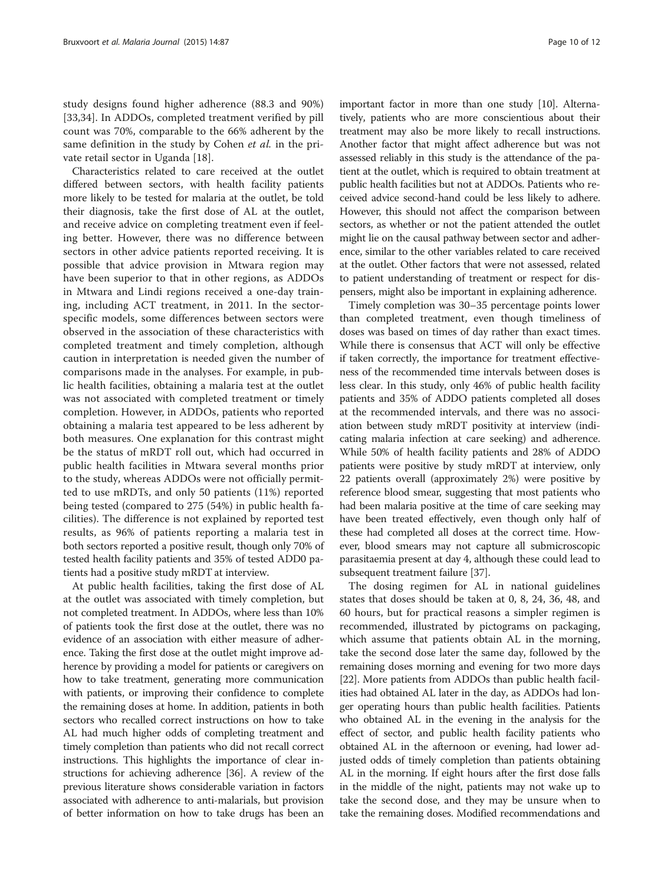study designs found higher adherence (88.3 and 90%) [33,34]. In ADDOs, completed treatment verified by pill count was 70%, comparable to the 66% adherent by the same definition in the study by Cohen *et al.* in the private retail sector in Uganda [18].

Characteristics related to care received at the outlet differed between sectors, with health facility patients more likely to be tested for malaria at the outlet, be told their diagnosis, take the first dose of AL at the outlet, and receive advice on completing treatment even if feeling better. However, there was no difference between sectors in other advice patients reported receiving. It is possible that advice provision in Mtwara region may have been superior to that in other regions, as ADDOs in Mtwara and Lindi regions received a one-day training, including ACT treatment, in 2011. In the sector-specific models, some differences between sectors were observed in the association of these characteristics with completed treatment and timely completion, although caution in interpretation is needed given the number of comparisons made in the analyses. For example, in public health facilities, obtaining a malaria test at the outlet was not associated with completed treatment or timely completion. However, in ADDOs, patients who reported obtaining a malaria test appeared to be less adherent by both measures. One explanation for this contrast might be the status of mRDT roll out, which had occurred in public health facilities in Mtwara several months prior to the study, whereas ADDOs were not officially permitted to use mRDTs, and only 50 patients (11%) reported being tested (compared to 275 (54%) in public health facilities). The difference is not explained by reported test results, as 96% of patients reporting a malaria test in both sectors reported a positive result, though only 70% of tested health facility patients and 35% of tested ADD0 patients had a positive study mRDT at interview.

At public health facilities, taking the first dose of AL at the outlet was associated with timely completion, but not completed treatment. In ADDOs, where less than 10% of patients took the first dose at the outlet, there was no evidence of an association with either measure of adherence. Taking the first dose at the outlet might improve adherence by providing a model for patients or caregivers on how to take treatment, generating more communication with patients, or improving their confidence to complete the remaining doses at home. In addition, patients in both sectors who recalled correct instructions on how to take AL had much higher odds of completing treatment and timely completion than patients who did not recall correct instructions. This highlights the importance of clear instructions for achieving adherence [36]. A review of the previous literature shows considerable variation in factors associated with adherence to anti-malarials, but provision of better information on how to take drugs has been an important factor in more than one study [10]. Alternatively, patients who are more conscientious about their treatment may also be more likely to recall instructions. Another factor that might affect adherence but was not assessed reliably in this study is the attendance of the patient at the outlet, which is required to obtain treatment at public health facilities but not at ADDOs. Patients who received advice second-hand could be less likely to adhere. However, this should not affect the comparison between sectors, as whether or not the patient attended the outlet might lie on the causal pathway between sector and adherence, similar to the other variables related to care received at the outlet. Other factors that were not assessed, related to patient understanding of treatment or respect for dispensers, might also be important in explaining adherence.

Timely completion was 30–35 percentage points lower than completed treatment, even though timeliness of doses was based on times of day rather than exact times. While there is consensus that ACT will only be effective if taken correctly, the importance for treatment effectiveness of the recommended time intervals between doses is less clear. In this study, only 46% of public health facility patients and 35% of ADDO patients completed all doses at the recommended intervals, and there was no association between study mRDT positivity at interview (indicating malaria infection at care seeking) and adherence. While 50% of health facility patients and 28% of ADDO patients were positive by study mRDT at interview, only 22 patients overall (approximately 2%) were positive by reference blood smear, suggesting that most patients who had been malaria positive at the time of care seeking may have been treated effectively, even though only half of these had completed all doses at the correct time. However, blood smears may not capture all submicroscopic parasitaemia present at day 4, although these could lead to subsequent treatment failure [37].

The dosing regimen for AL in national guidelines states that doses should be taken at 0, 8, 24, 36, 48, and 60 hours, but for practical reasons a simpler regimen is recommended, illustrated by pictograms on packaging, which assume that patients obtain AL in the morning, take the second dose later the same day, followed by the remaining doses morning and evening for two more days [22]. More patients from ADDOs than public health facilities had obtained AL later in the day, as ADDOs had longer operating hours than public health facilities. Patients who obtained AL in the evening in the analysis for the effect of sector, and public health facility patients who obtained AL in the afternoon or evening, had lower adjusted odds of timely completion than patients obtaining AL in the morning. If eight hours after the first dose falls in the middle of the night, patients may not wake up to take the second dose, and they may be unsure when to take the remaining doses. Modified recommendations and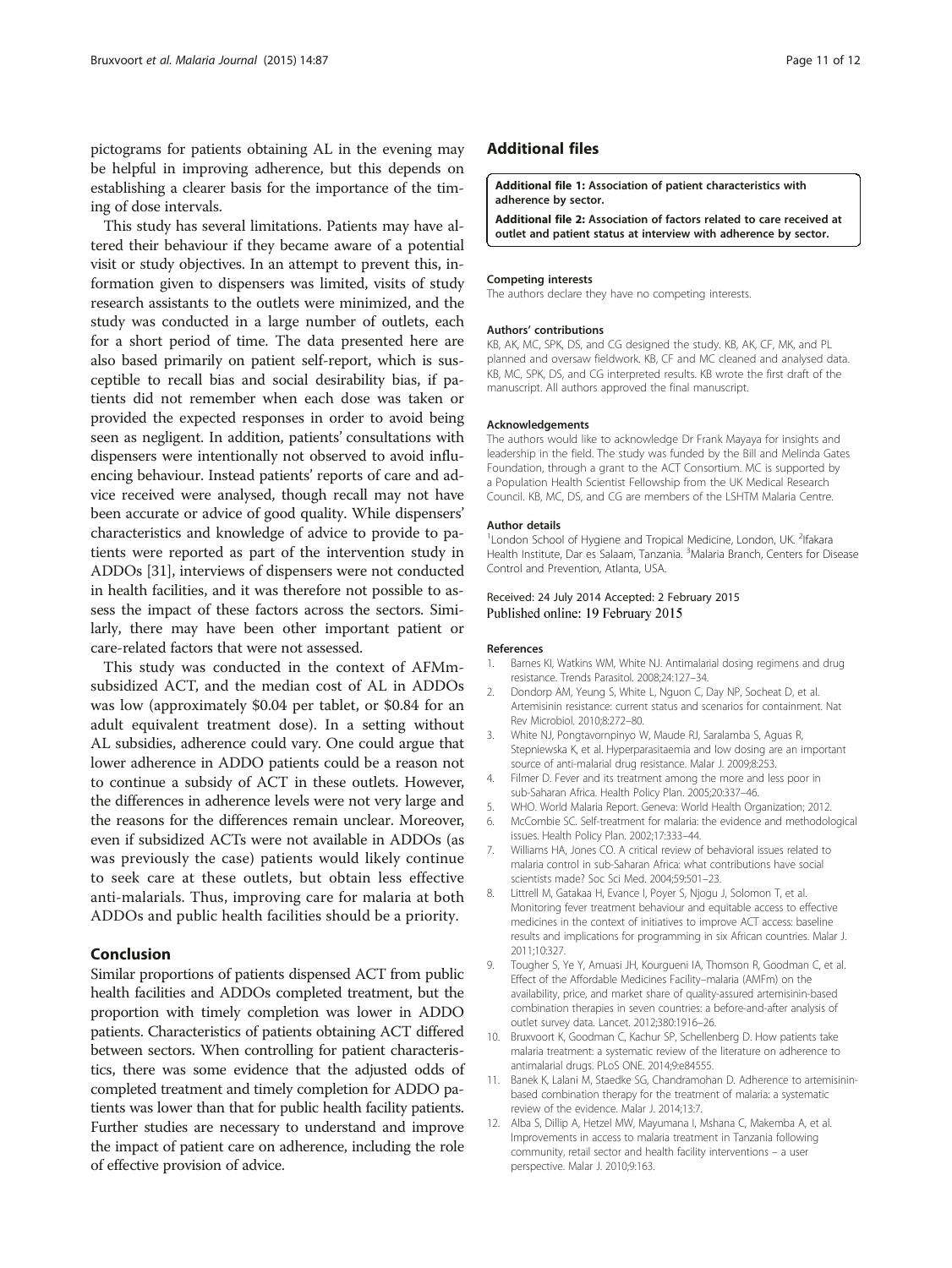pictograms for patients obtaining AL in the evening may be helpful in improving adherence, but this depends on establishing a clearer basis for the importance of the timing of dose intervals.

This study has several limitations. Patients may have altered their behaviour if they became aware of a potential visit or study objectives. In an attempt to prevent this, information given to dispensers was limited, visits of study research assistants to the outlets were minimized, and the study was conducted in a large number of outlets, each for a short period of time. The data presented here are also based primarily on patient self-report, which is susceptible to recall bias and social desirability bias, if patients did not remember when each dose was taken or provided the expected responses in order to avoid being seen as negligent. In addition, patients' consultations with dispensers were intentionally not observed to avoid influencing behaviour. Instead patients' reports of care and advice received were analysed, though recall may not have been accurate or advice of good quality. While dispensers' characteristics and knowledge of advice to provide to patients were reported as part of the intervention study in ADDOs [31], interviews of dispensers were not conducted in health facilities, and it was therefore not possible to assess the impact of these factors across the sectors. Similarly, there may have been other important patient or care-related factors that were not assessed.

This study was conducted in the context of AFMm-subsidized ACT, and the median cost of AL in ADDOs was low (approximately \$0.04 per tablet, or \$0.84 for an adult equivalent treatment dose). In a setting without AL subsidies, adherence could vary. One could argue that lower adherence in ADDO patients could be a reason not to continue a subsidy of ACT in these outlets. However, the differences in adherence levels were not very large and the reasons for the differences remain unclear. Moreover, even if subsidized ACTs were not available in ADDOs (as was previously the case) patients would likely continue to seek care at these outlets, but obtain less effective anti-malarials. Thus, improving care for malaria at both ADDOs and public health facilities should be a priority.

## Conclusion

Similar proportions of patients dispensed ACT from public health facilities and ADDOs completed treatment, but the proportion with timely completion was lower in ADDO patients. Characteristics of patients obtaining ACT differed between sectors. When controlling for patient characteristics, there was some evidence that the adjusted odds of completed treatment and timely completion for ADDO patients was lower than that for public health facility patients. Further studies are necessary to understand and improve the impact of patient care on adherence, including the role of effective provision of advice.

## Additional files

**Additional file 1: Association of patient characteristics with adherence by sector.**

**Additional file 2: Association of factors related to care received at outlet and patient status at interview with adherence by sector.**

#### Competing interests

The authors declare they have no competing interests.

#### Authors' contributions

KB, AK, MC, SPK, DS, and CG designed the study. KB, AK, CF, MK, and PL planned and oversaw fieldwork. KB, CF and MC cleaned and analysed data. KB, MC, SPK, DS, and CG interpreted results. KB wrote the first draft of the manuscript. All authors approved the final manuscript.

#### Acknowledgements

The authors would like to acknowledge Dr Frank Mayaya for insights and leadership in the field. The study was funded by the Bill and Melinda Gates Foundation, through a grant to the ACT Consortium. MC is supported by a Population Health Scientist Fellowship from the UK Medical Research Council. KB, MC, DS, and CG are members of the LSHTM Malaria Centre.

#### Author details

[1]London School of Hygiene and Tropical Medicine, London, UK. [2]Ifakara Health Institute, Dar es Salaam, Tanzania. [3]Malaria Branch, Centers for Disease Control and Prevention, Atlanta, USA.

Received: 24 July 2014 Accepted: 2 February 2015
Published online: 19 February 2015

#### References

1. Barnes KI, Watkins WM, White NJ. Antimalarial dosing regimens and drug resistance. Trends Parasitol. 2008;24:127–34.
2. Dondorp AM, Yeung S, White L, Nguon C, Day NP, Socheat D, et al. Artemisinin resistance: current status and scenarios for containment. Nat Rev Microbiol. 2010;8:272–80.
3. White NJ, Pongtavornpinyo W, Maude RJ, Saralamba S, Aguas R, Stepniewska K, et al. Hyperparasitaemia and low dosing are an important source of anti-malarial drug resistance. Malar J. 2009;8:253.
4. Filmer D. Fever and its treatment among the more and less poor in sub-Saharan Africa. Health Policy Plan. 2005;20:337–46.
5. WHO. World Malaria Report. Geneva: World Health Organization; 2012.
6. McCombie SC. Self-treatment for malaria: the evidence and methodological issues. Health Policy Plan. 2002;17:333–44.
7. Williams HA, Jones CO. A critical review of behavioral issues related to malaria control in sub-Saharan Africa: what contributions have social scientists made? Soc Sci Med. 2004;59:501–23.
8. Littrell M, Gatakaa H, Evance I, Poyer S, Njogu J, Solomon T, et al. Monitoring fever treatment behaviour and equitable access to effective medicines in the context of initiatives to improve ACT access: baseline results and implications for programming in six African countries. Malar J. 2011;10:327.
9. Tougher S, Ye Y, Amuasi JH, Kourgueni IA, Thomson R, Goodman C, et al. Effect of the Affordable Medicines Facility–malaria (AMFm) on the availability, price, and market share of quality-assured artemisinin-based combination therapies in seven countries: a before-and-after analysis of outlet survey data. Lancet. 2012;380:1916–26.
10. Bruxvoort K, Goodman C, Kachur SP, Schellenberg D. How patients take malaria treatment: a systematic review of the literature on adherence to antimalarial drugs. PLoS ONE. 2014;9:e84555.
11. Banek K, Lalani M, Staedke SG, Chandramohan D. Adherence to artemisinin-based combination therapy for the treatment of malaria: a systematic review of the evidence. Malar J. 2014;13:7.
12. Alba S, Dillip A, Hetzel MW, Mayumana I, Mshana C, Makemba A, et al. Improvements in access to malaria treatment in Tanzania following community, retail sector and health facility interventions – a user perspective. Malar J. 2010;9:163.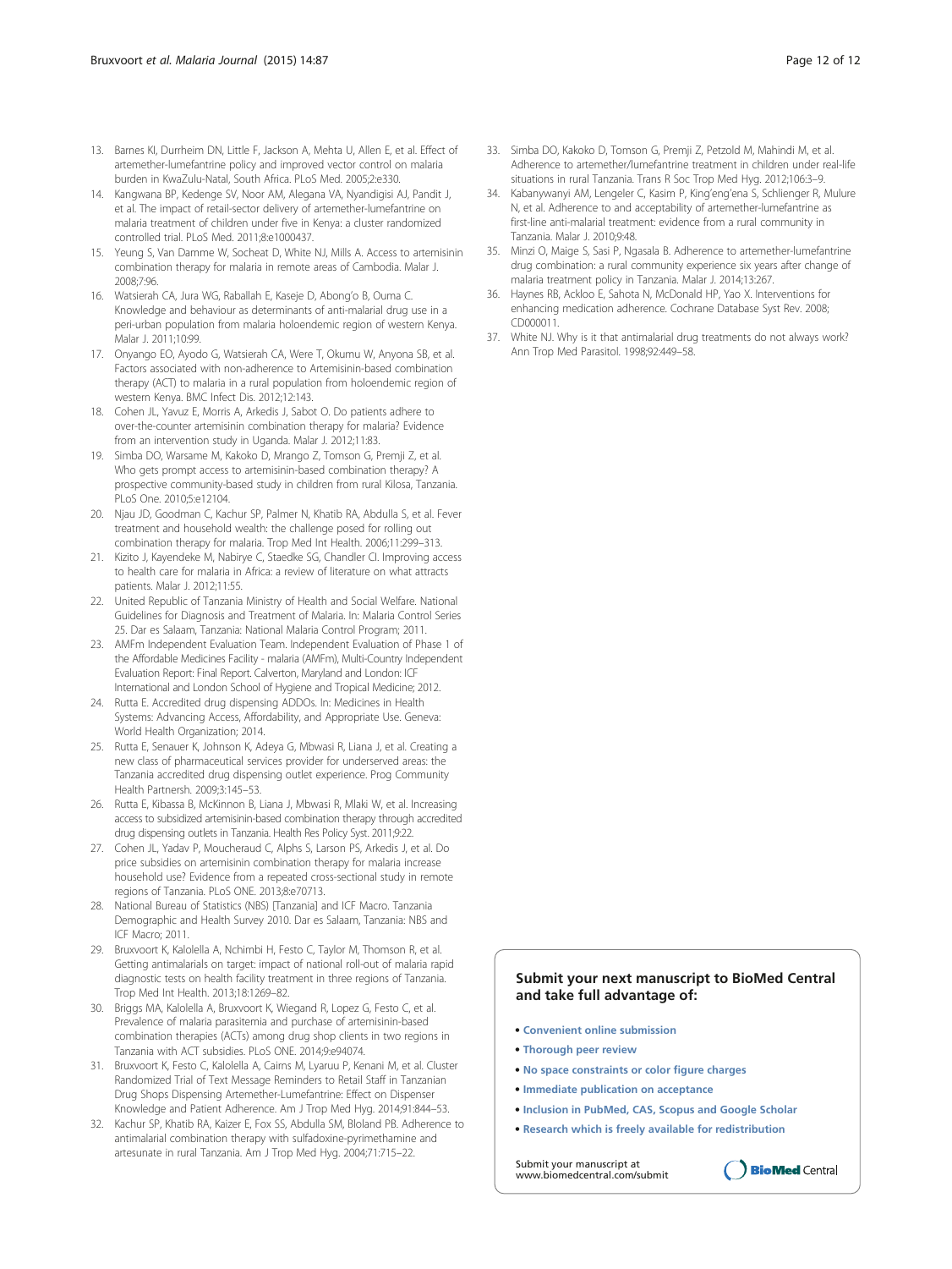13. Barnes KI, Durrheim DN, Little F, Jackson A, Mehta U, Allen E, et al. Effect of artemether-lumefantrine policy and improved vector control on malaria burden in KwaZulu-Natal, South Africa. PLoS Med. 2005;2:e330.
14. Kangwana BP, Kedenge SV, Noor AM, Alegana VA, Nyandigisi AJ, Pandit J, et al. The impact of retail-sector delivery of artemether-lumefantrine on malaria treatment of children under five in Kenya: a cluster randomized controlled trial. PLoS Med. 2011;8:e1000437.
15. Yeung S, Van Damme W, Socheat D, White NJ, Mills A. Access to artemisinin combination therapy for malaria in remote areas of Cambodia. Malar J. 2008;7:96.
16. Watsierah CA, Jura WG, Raballah E, Kaseje D, Abong'o B, Ouma C. Knowledge and behaviour as determinants of anti-malarial drug use in a peri-urban population from malaria holoendemic region of western Kenya. Malar J. 2011;10:99.
17. Onyango EO, Ayodo G, Watsierah CA, Were T, Okumu W, Anyona SB, et al. Factors associated with non-adherence to Artemisinin-based combination therapy (ACT) to malaria in a rural population from holoendemic region of western Kenya. BMC Infect Dis. 2012;12:143.
18. Cohen JL, Yavuz E, Morris A, Arkedis J, Sabot O. Do patients adhere to over-the-counter artemisinin combination therapy for malaria? Evidence from an intervention study in Uganda. Malar J. 2012;11:83.
19. Simba DO, Warsame M, Kakoko D, Mrango Z, Tomson G, Premji Z, et al. Who gets prompt access to artemisinin-based combination therapy? A prospective community-based study in children from rural Kilosa, Tanzania. PLoS One. 2010;5:e12104.
20. Njau JD, Goodman C, Kachur SP, Palmer N, Khatib RA, Abdulla S, et al. Fever treatment and household wealth: the challenge posed for rolling out combination therapy for malaria. Trop Med Int Health. 2006;11:299–313.
21. Kizito J, Kayendeke M, Nabirye C, Staedke SG, Chandler CI. Improving access to health care for malaria in Africa: a review of literature on what attracts patients. Malar J. 2012;11:55.
22. United Republic of Tanzania Ministry of Health and Social Welfare. National Guidelines for Diagnosis and Treatment of Malaria. In: Malaria Control Series 25. Dar es Salaam, Tanzania: National Malaria Control Program; 2011.
23. AMFm Independent Evaluation Team. Independent Evaluation of Phase 1 of the Affordable Medicines Facility - malaria (AMFm), Multi-Country Independent Evaluation Report: Final Report. Calverton, Maryland and London: ICF International and London School of Hygiene and Tropical Medicine; 2012.
24. Rutta E. Accredited drug dispensing ADDOs. In: Medicines in Health Systems: Advancing Access, Affordability, and Appropriate Use. Geneva: World Health Organization; 2014.
25. Rutta E, Senauer K, Johnson K, Adeya G, Mbwasi R, Liana J, et al. Creating a new class of pharmaceutical services provider for underserved areas: the Tanzania accredited drug dispensing outlet experience. Prog Community Health Partnersh. 2009;3:145–53.
26. Rutta E, Kibassa B, McKinnon B, Liana J, Mbwasi R, Mlaki W, et al. Increasing access to subsidized artemisinin-based combination therapy through accredited drug dispensing outlets in Tanzania. Health Res Policy Syst. 2011;9:22.
27. Cohen JL, Yadav P, Moucheraud C, Alphs S, Larson PS, Arkedis J, et al. Do price subsidies on artemisinin combination therapy for malaria increase household use? Evidence from a repeated cross-sectional study in remote regions of Tanzania. PLoS ONE. 2013;8:e70713.
28. National Bureau of Statistics (NBS) [Tanzania] and ICF Macro. Tanzania Demographic and Health Survey 2010. Dar es Salaam, Tanzania: NBS and ICF Macro; 2011.
29. Bruxvoort K, Kalolella A, Nchimbi H, Festo C, Taylor M, Thomson R, et al. Getting antimalarials on target: impact of national roll-out of malaria rapid diagnostic tests on health facility treatment in three regions of Tanzania. Trop Med Int Health. 2013;18:1269–82.
30. Briggs MA, Kalolella A, Bruxvoort K, Wiegand R, Lopez G, Festo C, et al. Prevalence of malaria parasitemia and purchase of artemisinin-based combination therapies (ACTs) among drug shop clients in two regions in Tanzania with ACT subsidies. PLoS ONE. 2014;9:e94074.
31. Bruxvoort K, Festo C, Kalolella A, Cairns M, Lyaruu P, Kenani M, et al. Cluster Randomized Trial of Text Message Reminders to Retail Staff in Tanzanian Drug Shops Dispensing Artemether-Lumefantrine: Effect on Dispenser Knowledge and Patient Adherence. Am J Trop Med Hyg. 2014;91:844–53.
32. Kachur SP, Khatib RA, Kaizer E, Fox SS, Abdulla SM, Bloland PB. Adherence to antimalarial combination therapy with sulfadoxine-pyrimethamine and artesunate in rural Tanzania. Am J Trop Med Hyg. 2004;71:715–22.
33. Simba DO, Kakoko D, Tomson G, Premji Z, Petzold M, Mahindi M, et al. Adherence to artemether/lumefantrine treatment in children under real-life situations in rural Tanzania. Trans R Soc Trop Med Hyg. 2012;106:3–9.
34. Kabanywanyi AM, Lengeler C, Kasim P, King'eng'ena S, Schlienger R, Mulure N, et al. Adherence to and acceptability of artemether-lumefantrine as first-line anti-malarial treatment: evidence from a rural community in Tanzania. Malar J. 2010;9:48.
35. Minzi O, Maige S, Sasi P, Ngasala B. Adherence to artemether-lumefantrine drug combination: a rural community experience six years after change of malaria treatment policy in Tanzania. Malar J. 2014;13:267.
36. Haynes RB, Ackloo E, Sahota N, McDonald HP, Yao X. Interventions for enhancing medication adherence. Cochrane Database Syst Rev. 2008; CD000011.
37. White NJ. Why is it that antimalarial drug treatments do not always work? Ann Trop Med Parasitol. 1998;92:449–58.

**Submit your next manuscript to BioMed Central and take full advantage of:**

- **Convenient online submission**
- **Thorough peer review**
- **No space constraints or color figure charges**
- **Immediate publication on acceptance**
- **Inclusion in PubMed, CAS, Scopus and Google Scholar**
- **Research which is freely available for redistribution**

Submit your manuscript at
www.biomedcentral.com/submit

BioMed Central